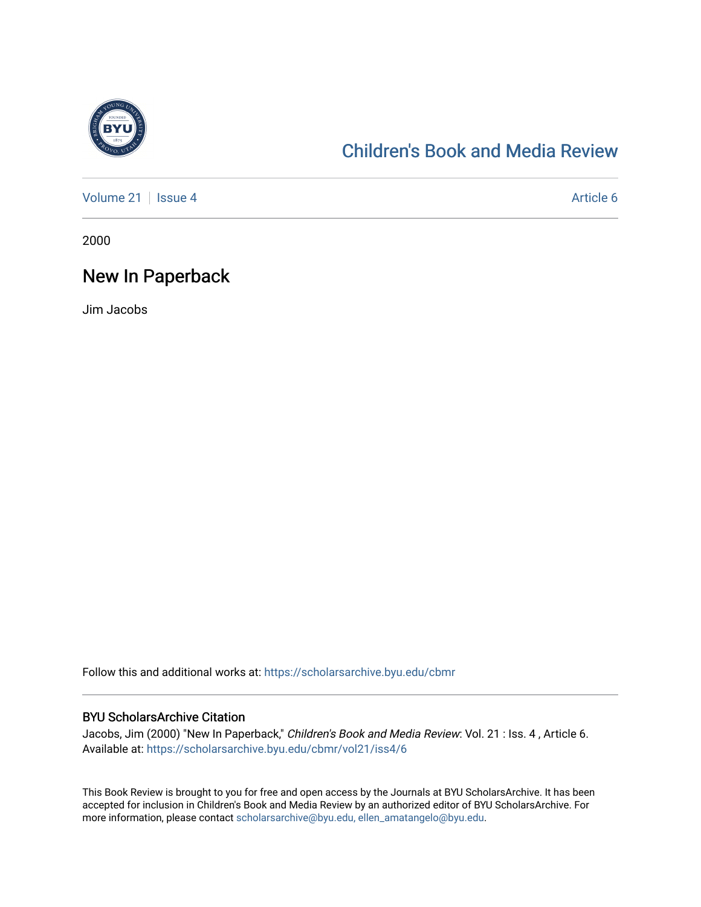Children's Book and Media Review

Volume 21 | Issue 4 — Article 6

2000

# New In Paperback

Jim Jacobs

Follow this and additional works at: https://scholarsarchive.byu.edu/cbmr

## BYU ScholarsArchive Citation

Jacobs, Jim (2000) "New In Paperback," *Children's Book and Media Review*: Vol. 21 : Iss. 4 , Article 6.
Available at: https://scholarsarchive.byu.edu/cbmr/vol21/iss4/6

This Book Review is brought to you for free and open access by the Journals at BYU ScholarsArchive. It has been accepted for inclusion in Children's Book and Media Review by an authorized editor of BYU ScholarsArchive. For more information, please contact scholarsarchive@byu.edu, ellen_amatangelo@byu.edu.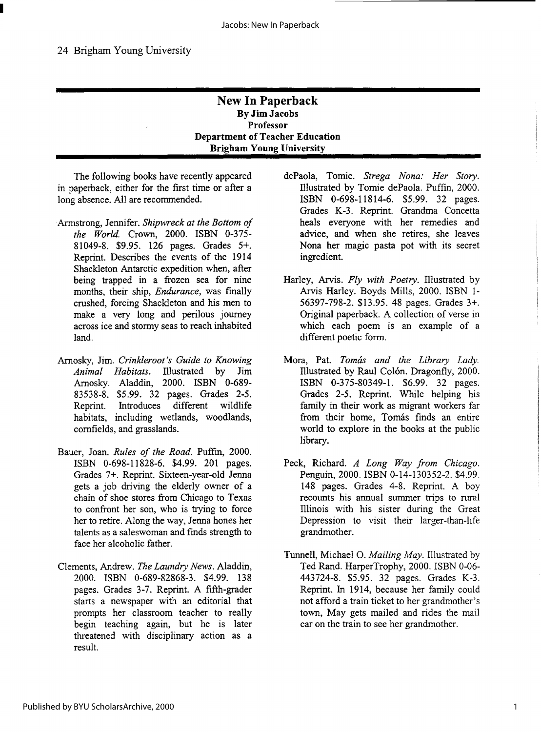## New In Paperback

**By Jim Jacobs**
**Professor**
**Department of Teacher Education**
**Brigham Young University**

The following books have recently appeared in paperback, either for the first time or after a long absence. All are recommended.

Armstrong, Jennifer. *Shipwreck at the Bottom of the World.* Crown, 2000. ISBN 0-375-81049-8. $9.95. 126 pages. Grades 5+. Reprint. Describes the events of the 1914 Shackleton Antarctic expedition when, after being trapped in a frozen sea for nine months, their ship, *Endurance*, was finally crushed, forcing Shackleton and his men to make a very long and perilous journey across ice and stormy seas to reach inhabited land.

Arnosky, Jim. *Crinkleroot's Guide to Knowing Animal Habitats.* Illustrated by Jim Arnosky. Aladdin, 2000. ISBN 0-689-83538-8. $5.99. 32 pages. Grades 2-5. Reprint. Introduces different wildlife habitats, including wetlands, woodlands, cornfields, and grasslands.

Bauer, Joan. *Rules of the Road.* Puffin, 2000. ISBN 0-698-11828-6. $4.99. 201 pages. Grades 7+. Reprint. Sixteen-year-old Jenna gets a job driving the elderly owner of a chain of shoe stores from Chicago to Texas to confront her son, who is trying to force her to retire. Along the way, Jenna hones her talents as a saleswoman and finds strength to face her alcoholic father.

Clements, Andrew. *The Laundry News.* Aladdin, 2000. ISBN 0-689-82868-3. $4.99. 138 pages. Grades 3-7. Reprint. A fifth-grader starts a newspaper with an editorial that prompts her classroom teacher to really begin teaching again, but he is later threatened with disciplinary action as a result.

dePaola, Tomie. *Strega Nona: Her Story.* Illustrated by Tomie dePaola. Puffin, 2000. ISBN 0-698-11814-6. $5.99. 32 pages. Grades K-3. Reprint. Grandma Concetta heals everyone with her remedies and advice, and when she retires, she leaves Nona her magic pasta pot with its secret ingredient.

Harley, Arvis. *Fly with Poetry.* Illustrated by Arvis Harley. Boyds Mills, 2000. ISBN 1-56397-798-2. $13.95. 48 pages. Grades 3+. Original paperback. A collection of verse in which each poem is an example of a different poetic form.

Mora, Pat. *Tomás and the Library Lady.* Illustrated by Raul Colón. Dragonfly, 2000. ISBN 0-375-80349-1. $6.99. 32 pages. Grades 2-5. Reprint. While helping his family in their work as migrant workers far from their home, Tomás finds an entire world to explore in the books at the public library.

Peck, Richard. *A Long Way from Chicago.* Penguin, 2000. ISBN 0-14-130352-2. $4.99. 148 pages. Grades 4-8. Reprint. A boy recounts his annual summer trips to rural Illinois with his sister during the Great Depression to visit their larger-than-life grandmother.

Tunnell, Michael O. *Mailing May.* Illustrated by Ted Rand. HarperTrophy, 2000. ISBN 0-06-443724-8. $5.95. 32 pages. Grades K-3. Reprint. In 1914, because her family could not afford a train ticket to her grandmother's town, May gets mailed and rides the mail car on the train to see her grandmother.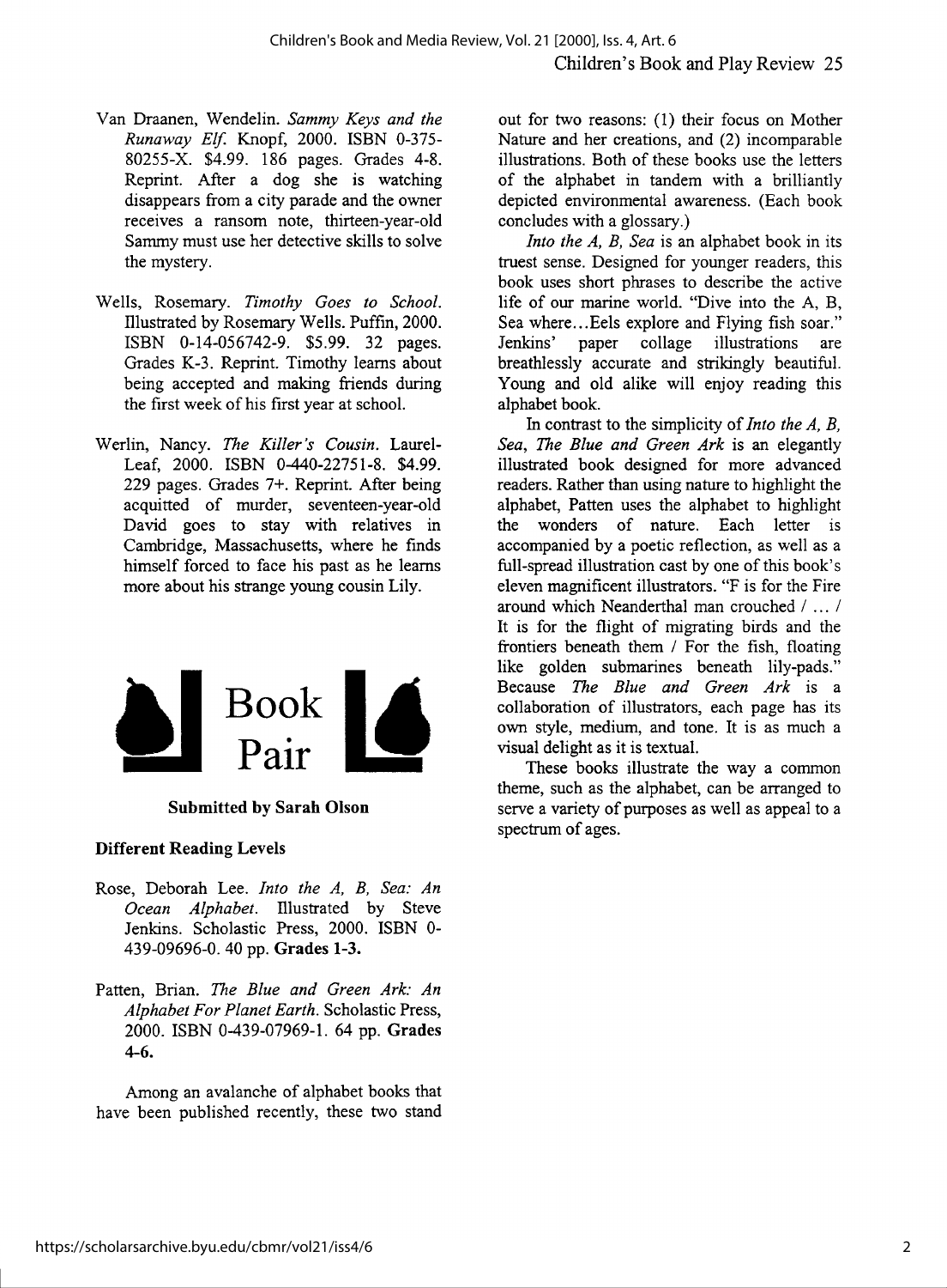Van Draanen, Wendelin. *Sammy Keys and the Runaway Elf.* Knopf, 2000. ISBN 0-375-80255-X. $4.99. 186 pages. Grades 4-8. Reprint. After a dog she is watching disappears from a city parade and the owner receives a ransom note, thirteen-year-old Sammy must use her detective skills to solve the mystery.

Wells, Rosemary. *Timothy Goes to School.* Illustrated by Rosemary Wells. Puffin, 2000. ISBN 0-14-056742-9. $5.99. 32 pages. Grades K-3. Reprint. Timothy learns about being accepted and making friends during the first week of his first year at school.

Werlin, Nancy. *The Killer's Cousin.* Laurel-Leaf, 2000. ISBN 0-440-22751-8. $4.99. 229 pages. Grades 7+. Reprint. After being acquitted of murder, seventeen-year-old David goes to stay with relatives in Cambridge, Massachusetts, where he finds himself forced to face his past as he learns more about his strange young cousin Lily.

## Book Pair

**Submitted by Sarah Olson**

### Different Reading Levels

Rose, Deborah Lee. *Into the A, B, Sea: An Ocean Alphabet.* Illustrated by Steve Jenkins. Scholastic Press, 2000. ISBN 0-439-09696-0. 40 pp. **Grades 1-3.**

Patten, Brian. *The Blue and Green Ark: An Alphabet For Planet Earth.* Scholastic Press, 2000. ISBN 0-439-07969-1. 64 pp. **Grades 4-6.**

Among an avalanche of alphabet books that have been published recently, these two stand out for two reasons: (1) their focus on Mother Nature and her creations, and (2) incomparable illustrations. Both of these books use the letters of the alphabet in tandem with a brilliantly depicted environmental awareness. (Each book concludes with a glossary.)

*Into the A, B, Sea* is an alphabet book in its truest sense. Designed for younger readers, this book uses short phrases to describe the active life of our marine world. "Dive into the A, B, Sea where...Eels explore and Flying fish soar." Jenkins' paper collage illustrations are breathlessly accurate and strikingly beautiful. Young and old alike will enjoy reading this alphabet book.

In contrast to the simplicity of *Into the A, B, Sea*, *The Blue and Green Ark* is an elegantly illustrated book designed for more advanced readers. Rather than using nature to highlight the alphabet, Patten uses the alphabet to highlight the wonders of nature. Each letter is accompanied by a poetic reflection, as well as a full-spread illustration cast by one of this book's eleven magnificent illustrators. "F is for the Fire around which Neanderthal man crouched / ... / It is for the flight of migrating birds and the frontiers beneath them / For the fish, floating like golden submarines beneath lily-pads." Because *The Blue and Green Ark* is a collaboration of illustrators, each page has its own style, medium, and tone. It is as much a visual delight as it is textual.

These books illustrate the way a common theme, such as the alphabet, can be arranged to serve a variety of purposes as well as appeal to a spectrum of ages.